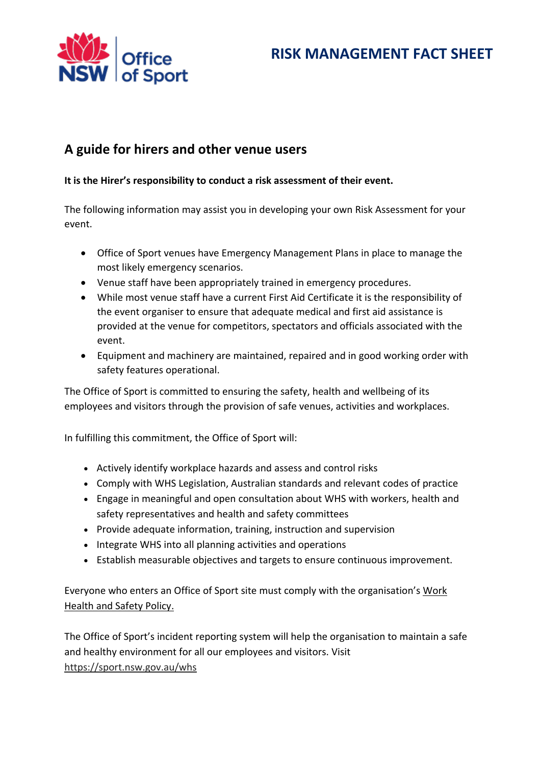# RISK MANAGEMENT FACT SHEET

## A guide for hirers and other venue users

**It is the Hirer's responsibility to conduct a risk assessment of their event.**

The following information may assist you in developing your own Risk Assessment for your event.

- Office of Sport venues have Emergency Management Plans in place to manage the most likely emergency scenarios.
- Venue staff have been appropriately trained in emergency procedures.
- While most venue staff have a current First Aid Certificate it is the responsibility of the event organiser to ensure that adequate medical and first aid assistance is provided at the venue for competitors, spectators and officials associated with the event.
- Equipment and machinery are maintained, repaired and in good working order with safety features operational.

The Office of Sport is committed to ensuring the safety, health and wellbeing of its employees and visitors through the provision of safe venues, activities and workplaces.

In fulfilling this commitment, the Office of Sport will:

- Actively identify workplace hazards and assess and control risks
- Comply with WHS Legislation, Australian standards and relevant codes of practice
- Engage in meaningful and open consultation about WHS with workers, health and safety representatives and health and safety committees
- Provide adequate information, training, instruction and supervision
- Integrate WHS into all planning activities and operations
- Establish measurable objectives and targets to ensure continuous improvement.

Everyone who enters an Office of Sport site must comply with the organisation's Work Health and Safety Policy.

The Office of Sport's incident reporting system will help the organisation to maintain a safe and healthy environment for all our employees and visitors. Visit https://sport.nsw.gov.au/whs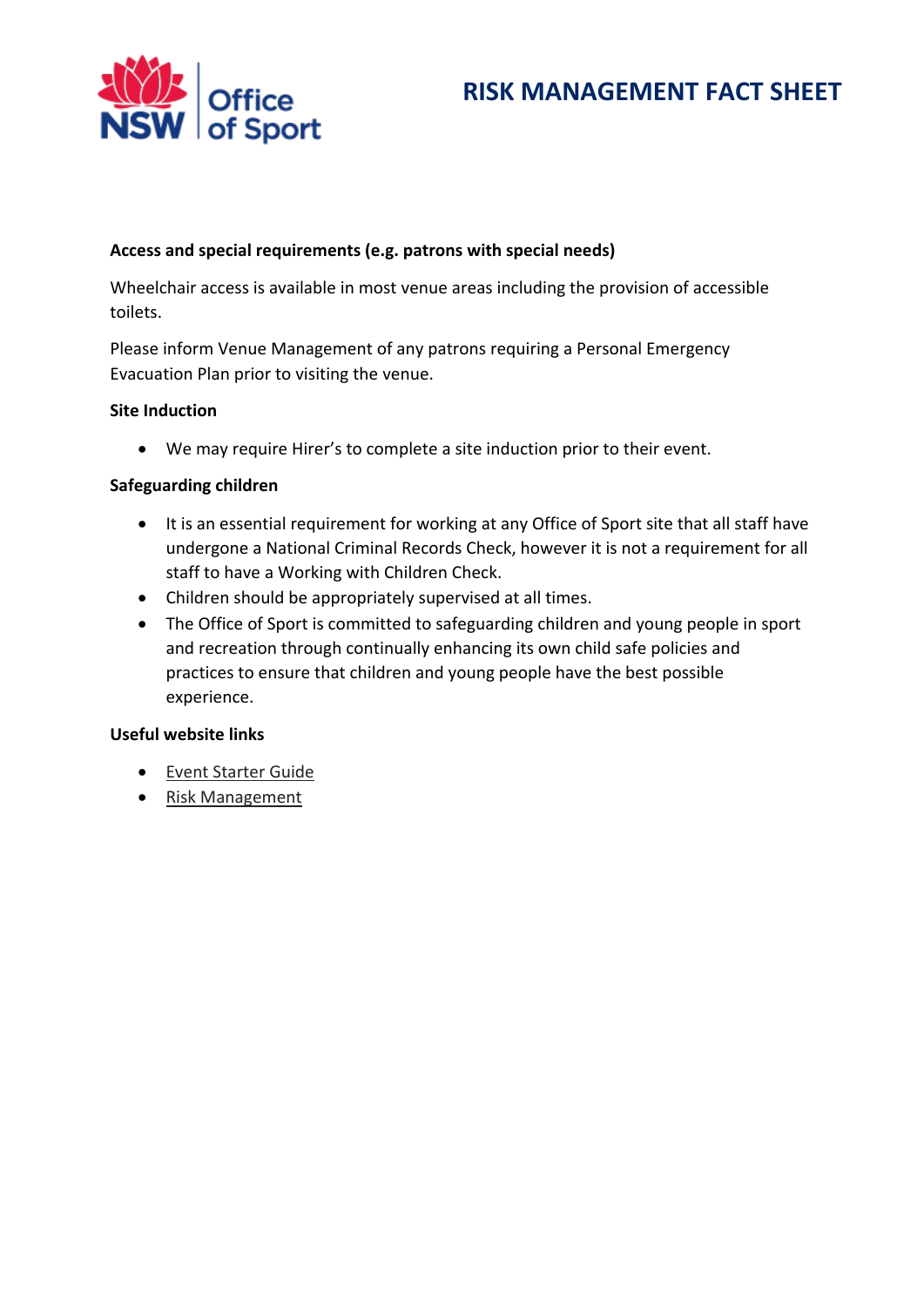**Access and special requirements (e.g. patrons with special needs)**

Wheelchair access is available in most venue areas including the provision of accessible toilets.

Please inform Venue Management of any patrons requiring a Personal Emergency Evacuation Plan prior to visiting the venue.

**Site Induction**

- We may require Hirer's to complete a site induction prior to their event.

**Safeguarding children**

- It is an essential requirement for working at any Office of Sport site that all staff have undergone a National Criminal Records Check, however it is not a requirement for all staff to have a Working with Children Check.
- Children should be appropriately supervised at all times.
- The Office of Sport is committed to safeguarding children and young people in sport and recreation through continually enhancing its own child safe policies and practices to ensure that children and young people have the best possible experience.

**Useful website links**

- Event Starter Guide
- Risk Management